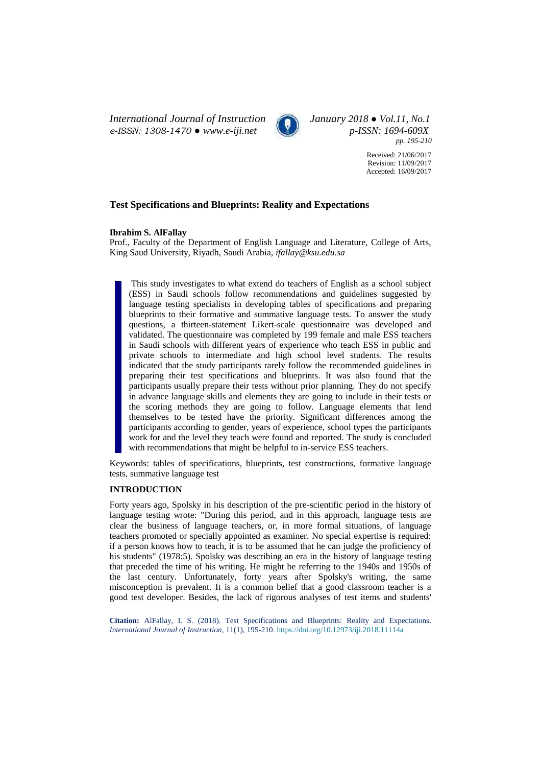International Journal of Instruction
e-ISSN: 1308-1470 ● www.e-iji.net

January 2018 ● Vol.11, No.1
p-ISSN: 1694-609X
pp. 195-210

Received: 21/06/2017
Revision: 11/09/2017
Accepted: 16/09/2017

# Test Specifications and Blueprints: Reality and Expectations

**Ibrahim S. AlFallay**
Prof., Faculty of the Department of English Language and Literature, College of Arts, King Saud University, Riyadh, Saudi Arabia, *ifallay@ksu.edu.sa*

> This study investigates to what extend do teachers of English as a school subject (ESS) in Saudi schools follow recommendations and guidelines suggested by language testing specialists in developing tables of specifications and preparing blueprints to their formative and summative language tests. To answer the study questions, a thirteen-statement Likert-scale questionnaire was developed and validated. The questionnaire was completed by 199 female and male ESS teachers in Saudi schools with different years of experience who teach ESS in public and private schools to intermediate and high school level students. The results indicated that the study participants rarely follow the recommended guidelines in preparing their test specifications and blueprints. It was also found that the participants usually prepare their tests without prior planning. They do not specify in advance language skills and elements they are going to include in their tests or the scoring methods they are going to follow. Language elements that lend themselves to be tested have the priority. Significant differences among the participants according to gender, years of experience, school types the participants work for and the level they teach were found and reported. The study is concluded with recommendations that might be helpful to in-service ESS teachers.

Keywords: tables of specifications, blueprints, test constructions, formative language tests, summative language test

## INTRODUCTION

Forty years ago, Spolsky in his description of the pre-scientific period in the history of language testing wrote: "During this period, and in this approach, language tests are clear the business of language teachers, or, in more formal situations, of language teachers promoted or specially appointed as examiner. No special expertise is required: if a person knows how to teach, it is to be assumed that he can judge the proficiency of his students" (1978:5). Spolsky was describing an era in the history of language testing that preceded the time of his writing. He might be referring to the 1940s and 1950s of the last century. Unfortunately, forty years after Spolsky's writing, the same misconception is prevalent. It is a common belief that a good classroom teacher is a good test developer. Besides, the lack of rigorous analyses of test items and students'

**Citation:** AlFallay, I. S. (2018). Test Specifications and Blueprints: Reality and Expectations. *International Journal of Instruction*, 11(1), 195-210. https://doi.org/10.12973/iji.2018.11114a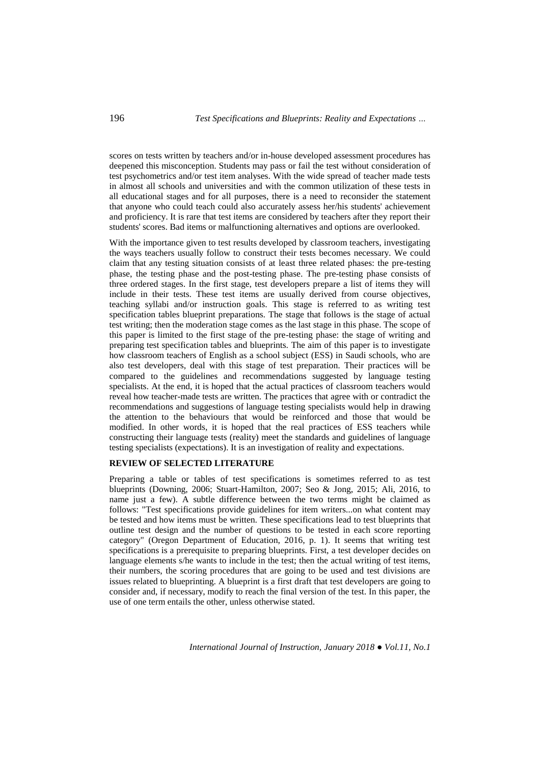scores on tests written by teachers and/or in-house developed assessment procedures has deepened this misconception. Students may pass or fail the test without consideration of test psychometrics and/or test item analyses. With the wide spread of teacher made tests in almost all schools and universities and with the common utilization of these tests in all educational stages and for all purposes, there is a need to reconsider the statement that anyone who could teach could also accurately assess her/his students' achievement and proficiency. It is rare that test items are considered by teachers after they report their students' scores. Bad items or malfunctioning alternatives and options are overlooked.

With the importance given to test results developed by classroom teachers, investigating the ways teachers usually follow to construct their tests becomes necessary. We could claim that any testing situation consists of at least three related phases: the pre-testing phase, the testing phase and the post-testing phase. The pre-testing phase consists of three ordered stages. In the first stage, test developers prepare a list of items they will include in their tests. These test items are usually derived from course objectives, teaching syllabi and/or instruction goals. This stage is referred to as writing test specification tables blueprint preparations. The stage that follows is the stage of actual test writing; then the moderation stage comes as the last stage in this phase. The scope of this paper is limited to the first stage of the pre-testing phase: the stage of writing and preparing test specification tables and blueprints. The aim of this paper is to investigate how classroom teachers of English as a school subject (ESS) in Saudi schools, who are also test developers, deal with this stage of test preparation. Their practices will be compared to the guidelines and recommendations suggested by language testing specialists. At the end, it is hoped that the actual practices of classroom teachers would reveal how teacher-made tests are written. The practices that agree with or contradict the recommendations and suggestions of language testing specialists would help in drawing the attention to the behaviours that would be reinforced and those that would be modified. In other words, it is hoped that the real practices of ESS teachers while constructing their language tests (reality) meet the standards and guidelines of language testing specialists (expectations). It is an investigation of reality and expectations.

## REVIEW OF SELECTED LITERATURE

Preparing a table or tables of test specifications is sometimes referred to as test blueprints (Downing, 2006; Stuart-Hamilton, 2007; Seo & Jong, 2015; Ali, 2016, to name just a few). A subtle difference between the two terms might be claimed as follows: "Test specifications provide guidelines for item writers...on what content may be tested and how items must be written. These specifications lead to test blueprints that outline test design and the number of questions to be tested in each score reporting category" (Oregon Department of Education, 2016, p. 1). It seems that writing test specifications is a prerequisite to preparing blueprints. First, a test developer decides on language elements s/he wants to include in the test; then the actual writing of test items, their numbers, the scoring procedures that are going to be used and test divisions are issues related to blueprinting. A blueprint is a first draft that test developers are going to consider and, if necessary, modify to reach the final version of the test. In this paper, the use of one term entails the other, unless otherwise stated.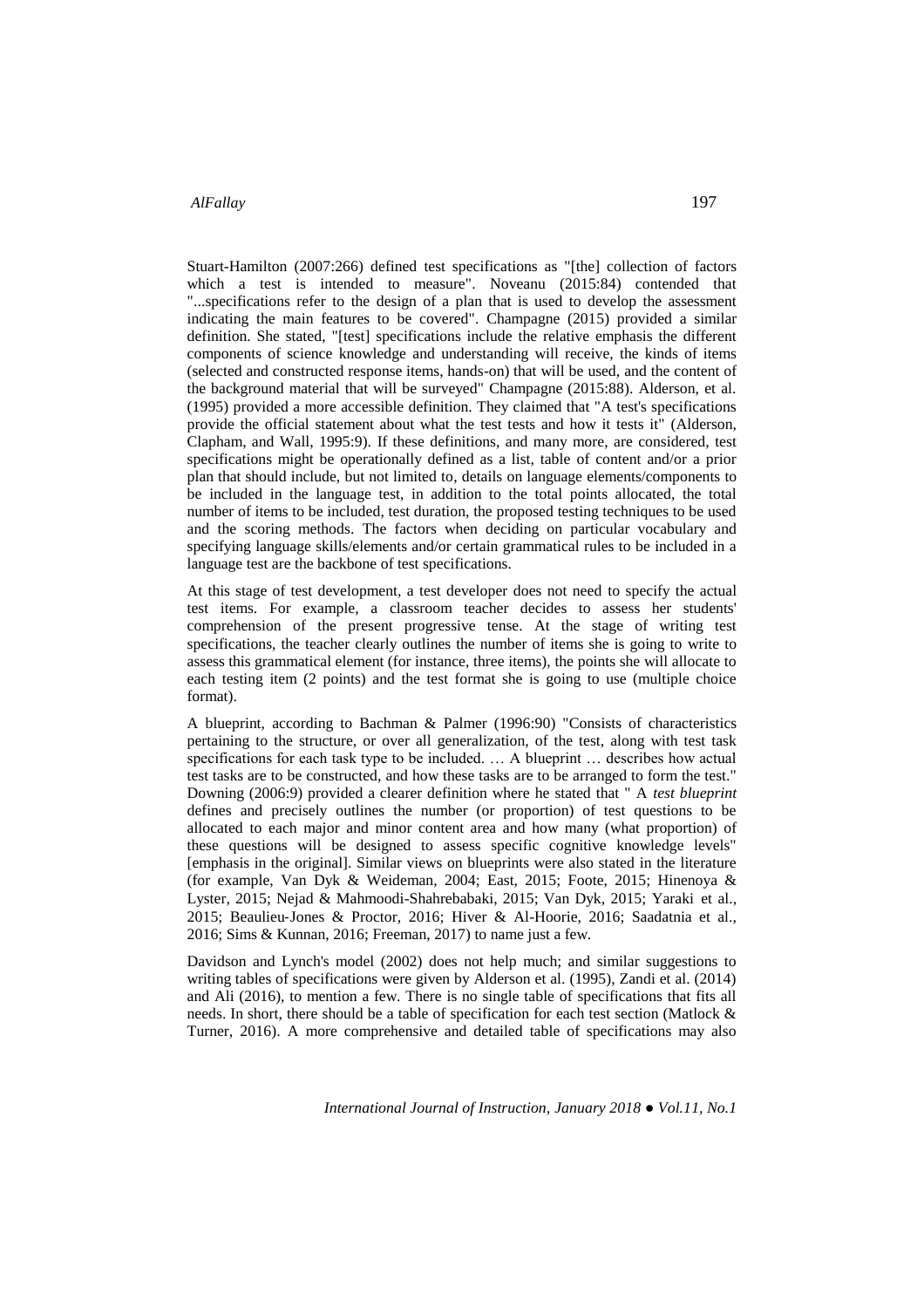Stuart-Hamilton (2007:266) defined test specifications as "[the] collection of factors which a test is intended to measure". Noveanu (2015:84) contended that "...specifications refer to the design of a plan that is used to develop the assessment indicating the main features to be covered". Champagne (2015) provided a similar definition. She stated, "[test] specifications include the relative emphasis the different components of science knowledge and understanding will receive, the kinds of items (selected and constructed response items, hands-on) that will be used, and the content of the background material that will be surveyed" Champagne (2015:88). Alderson, et al. (1995) provided a more accessible definition. They claimed that "A test's specifications provide the official statement about what the test tests and how it tests it" (Alderson, Clapham, and Wall, 1995:9). If these definitions, and many more, are considered, test specifications might be operationally defined as a list, table of content and/or a prior plan that should include, but not limited to, details on language elements/components to be included in the language test, in addition to the total points allocated, the total number of items to be included, test duration, the proposed testing techniques to be used and the scoring methods. The factors when deciding on particular vocabulary and specifying language skills/elements and/or certain grammatical rules to be included in a language test are the backbone of test specifications.

At this stage of test development, a test developer does not need to specify the actual test items. For example, a classroom teacher decides to assess her students' comprehension of the present progressive tense. At the stage of writing test specifications, the teacher clearly outlines the number of items she is going to write to assess this grammatical element (for instance, three items), the points she will allocate to each testing item (2 points) and the test format she is going to use (multiple choice format).

A blueprint, according to Bachman & Palmer (1996:90) "Consists of characteristics pertaining to the structure, or over all generalization, of the test, along with test task specifications for each task type to be included. … A blueprint … describes how actual test tasks are to be constructed, and how these tasks are to be arranged to form the test." Downing (2006:9) provided a clearer definition where he stated that " A *test blueprint* defines and precisely outlines the number (or proportion) of test questions to be allocated to each major and minor content area and how many (what proportion) of these questions will be designed to assess specific cognitive knowledge levels" [emphasis in the original]. Similar views on blueprints were also stated in the literature (for example, Van Dyk & Weideman, 2004; East, 2015; Foote, 2015; Hinenoya & Lyster, 2015; Nejad & Mahmoodi-Shahrebabaki, 2015; Van Dyk, 2015; Yaraki et al., 2015; Beaulieu-Jones & Proctor, 2016; Hiver & Al-Hoorie, 2016; Saadatnia et al., 2016; Sims & Kunnan, 2016; Freeman, 2017) to name just a few.

Davidson and Lynch's model (2002) does not help much; and similar suggestions to writing tables of specifications were given by Alderson et al. (1995), Zandi et al. (2014) and Ali (2016), to mention a few. There is no single table of specifications that fits all needs. In short, there should be a table of specification for each test section (Matlock & Turner, 2016). A more comprehensive and detailed table of specifications may also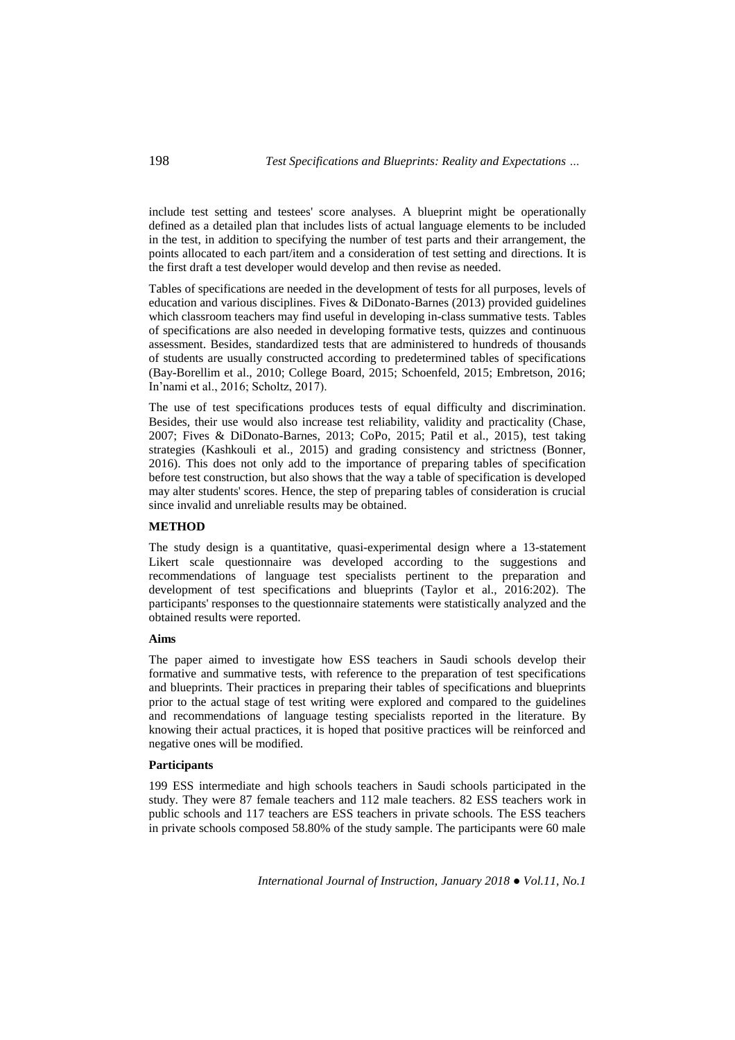include test setting and testees' score analyses. A blueprint might be operationally defined as a detailed plan that includes lists of actual language elements to be included in the test, in addition to specifying the number of test parts and their arrangement, the points allocated to each part/item and a consideration of test setting and directions. It is the first draft a test developer would develop and then revise as needed.

Tables of specifications are needed in the development of tests for all purposes, levels of education and various disciplines. Fives & DiDonato-Barnes (2013) provided guidelines which classroom teachers may find useful in developing in-class summative tests. Tables of specifications are also needed in developing formative tests, quizzes and continuous assessment. Besides, standardized tests that are administered to hundreds of thousands of students are usually constructed according to predetermined tables of specifications (Bay-Borellim et al., 2010; College Board, 2015; Schoenfeld, 2015; Embretson, 2016; In'nami et al., 2016; Scholtz, 2017).

The use of test specifications produces tests of equal difficulty and discrimination. Besides, their use would also increase test reliability, validity and practicality (Chase, 2007; Fives & DiDonato-Barnes, 2013; CoPo, 2015; Patil et al., 2015), test taking strategies (Kashkouli et al., 2015) and grading consistency and strictness (Bonner, 2016). This does not only add to the importance of preparing tables of specification before test construction, but also shows that the way a table of specification is developed may alter students' scores. Hence, the step of preparing tables of consideration is crucial since invalid and unreliable results may be obtained.

## METHOD

The study design is a quantitative, quasi-experimental design where a 13-statement Likert scale questionnaire was developed according to the suggestions and recommendations of language test specialists pertinent to the preparation and development of test specifications and blueprints (Taylor et al., 2016:202). The participants' responses to the questionnaire statements were statistically analyzed and the obtained results were reported.

### Aims

The paper aimed to investigate how ESS teachers in Saudi schools develop their formative and summative tests, with reference to the preparation of test specifications and blueprints. Their practices in preparing their tables of specifications and blueprints prior to the actual stage of test writing were explored and compared to the guidelines and recommendations of language testing specialists reported in the literature. By knowing their actual practices, it is hoped that positive practices will be reinforced and negative ones will be modified.

### Participants

199 ESS intermediate and high schools teachers in Saudi schools participated in the study. They were 87 female teachers and 112 male teachers. 82 ESS teachers work in public schools and 117 teachers are ESS teachers in private schools. The ESS teachers in private schools composed 58.80% of the study sample. The participants were 60 male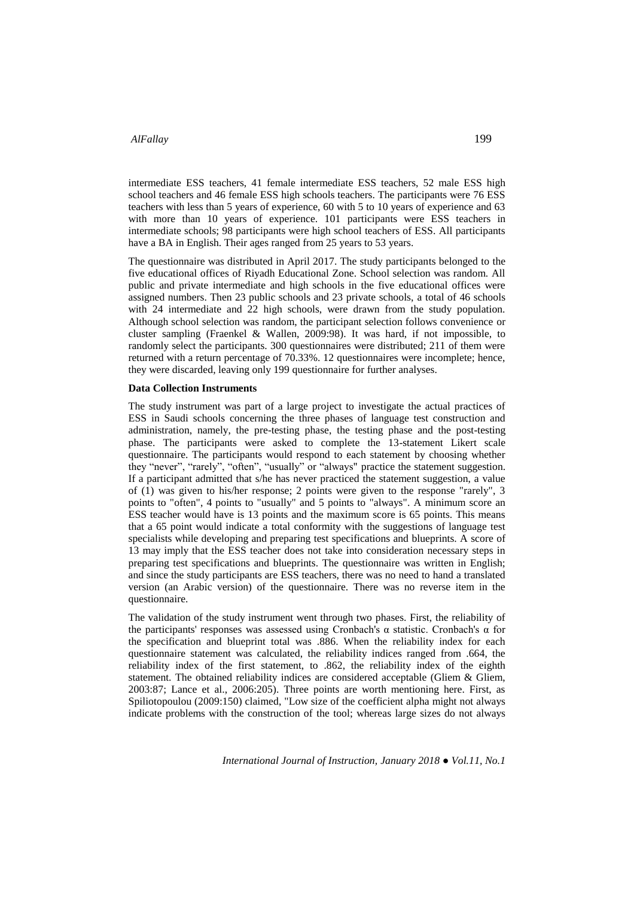intermediate ESS teachers, 41 female intermediate ESS teachers, 52 male ESS high school teachers and 46 female ESS high schools teachers. The participants were 76 ESS teachers with less than 5 years of experience, 60 with 5 to 10 years of experience and 63 with more than 10 years of experience. 101 participants were ESS teachers in intermediate schools; 98 participants were high school teachers of ESS. All participants have a BA in English. Their ages ranged from 25 years to 53 years.

The questionnaire was distributed in April 2017. The study participants belonged to the five educational offices of Riyadh Educational Zone. School selection was random. All public and private intermediate and high schools in the five educational offices were assigned numbers. Then 23 public schools and 23 private schools, a total of 46 schools with 24 intermediate and 22 high schools, were drawn from the study population. Although school selection was random, the participant selection follows convenience or cluster sampling (Fraenkel & Wallen, 2009:98). It was hard, if not impossible, to randomly select the participants. 300 questionnaires were distributed; 211 of them were returned with a return percentage of 70.33%. 12 questionnaires were incomplete; hence, they were discarded, leaving only 199 questionnaire for further analyses.

**Data Collection Instruments**

The study instrument was part of a large project to investigate the actual practices of ESS in Saudi schools concerning the three phases of language test construction and administration, namely, the pre-testing phase, the testing phase and the post-testing phase. The participants were asked to complete the 13-statement Likert scale questionnaire. The participants would respond to each statement by choosing whether they "never", "rarely", "often", "usually" or "always" practice the statement suggestion. If a participant admitted that s/he has never practiced the statement suggestion, a value of (1) was given to his/her response; 2 points were given to the response "rarely", 3 points to "often", 4 points to "usually" and 5 points to "always". A minimum score an ESS teacher would have is 13 points and the maximum score is 65 points. This means that a 65 point would indicate a total conformity with the suggestions of language test specialists while developing and preparing test specifications and blueprints. A score of 13 may imply that the ESS teacher does not take into consideration necessary steps in preparing test specifications and blueprints. The questionnaire was written in English; and since the study participants are ESS teachers, there was no need to hand a translated version (an Arabic version) of the questionnaire. There was no reverse item in the questionnaire.

The validation of the study instrument went through two phases. First, the reliability of the participants' responses was assessed using Cronbach's α statistic. Cronbach's α for the specification and blueprint total was .886. When the reliability index for each questionnaire statement was calculated, the reliability indices ranged from .664, the reliability index of the first statement, to .862, the reliability index of the eighth statement. The obtained reliability indices are considered acceptable (Gliem & Gliem, 2003:87; Lance et al., 2006:205). Three points are worth mentioning here. First, as Spiliotopoulou (2009:150) claimed, "Low size of the coefficient alpha might not always indicate problems with the construction of the tool; whereas large sizes do not always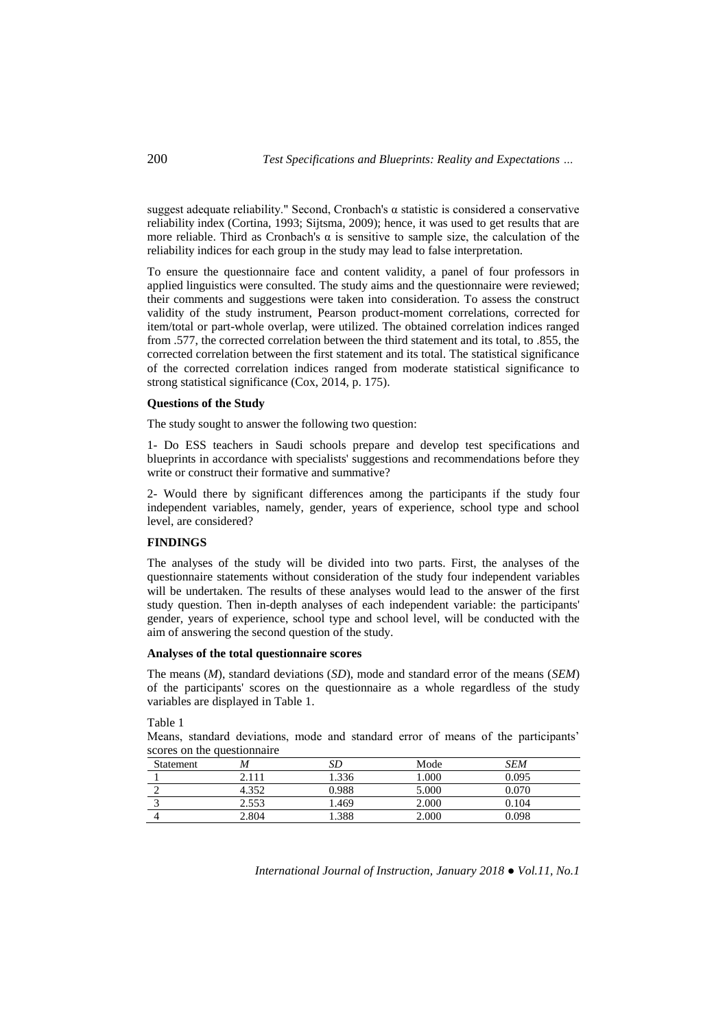suggest adequate reliability." Second, Cronbach's α statistic is considered a conservative reliability index (Cortina, 1993; Sijtsma, 2009); hence, it was used to get results that are more reliable. Third as Cronbach's α is sensitive to sample size, the calculation of the reliability indices for each group in the study may lead to false interpretation.

To ensure the questionnaire face and content validity, a panel of four professors in applied linguistics were consulted. The study aims and the questionnaire were reviewed; their comments and suggestions were taken into consideration. To assess the construct validity of the study instrument, Pearson product-moment correlations, corrected for item/total or part-whole overlap, were utilized. The obtained correlation indices ranged from .577, the corrected correlation between the third statement and its total, to .855, the corrected correlation between the first statement and its total. The statistical significance of the corrected correlation indices ranged from moderate statistical significance to strong statistical significance (Cox, 2014, p. 175).

**Questions of the Study**

The study sought to answer the following two question:

1- Do ESS teachers in Saudi schools prepare and develop test specifications and blueprints in accordance with specialists' suggestions and recommendations before they write or construct their formative and summative?

2- Would there by significant differences among the participants if the study four independent variables, namely, gender, years of experience, school type and school level, are considered?

## FINDINGS

The analyses of the study will be divided into two parts. First, the analyses of the questionnaire statements without consideration of the study four independent variables will be undertaken. The results of these analyses would lead to the answer of the first study question. Then in-depth analyses of each independent variable: the participants' gender, years of experience, school type and school level, will be conducted with the aim of answering the second question of the study.

**Analyses of the total questionnaire scores**

The means (*M*), standard deviations (*SD*), mode and standard error of the means (*SEM*) of the participants' scores on the questionnaire as a whole regardless of the study variables are displayed in Table 1.

Table 1

Means, standard deviations, mode and standard error of means of the participants' scores on the questionnaire

| Statement | *M* | *SD* | Mode | *SEM* |
|---|---|---|---|---|
| 1 | 2.111 | 1.336 | 1.000 | 0.095 |
| 2 | 4.352 | 0.988 | 5.000 | 0.070 |
| 3 | 2.553 | 1.469 | 2.000 | 0.104 |
| 4 | 2.804 | 1.388 | 2.000 | 0.098 |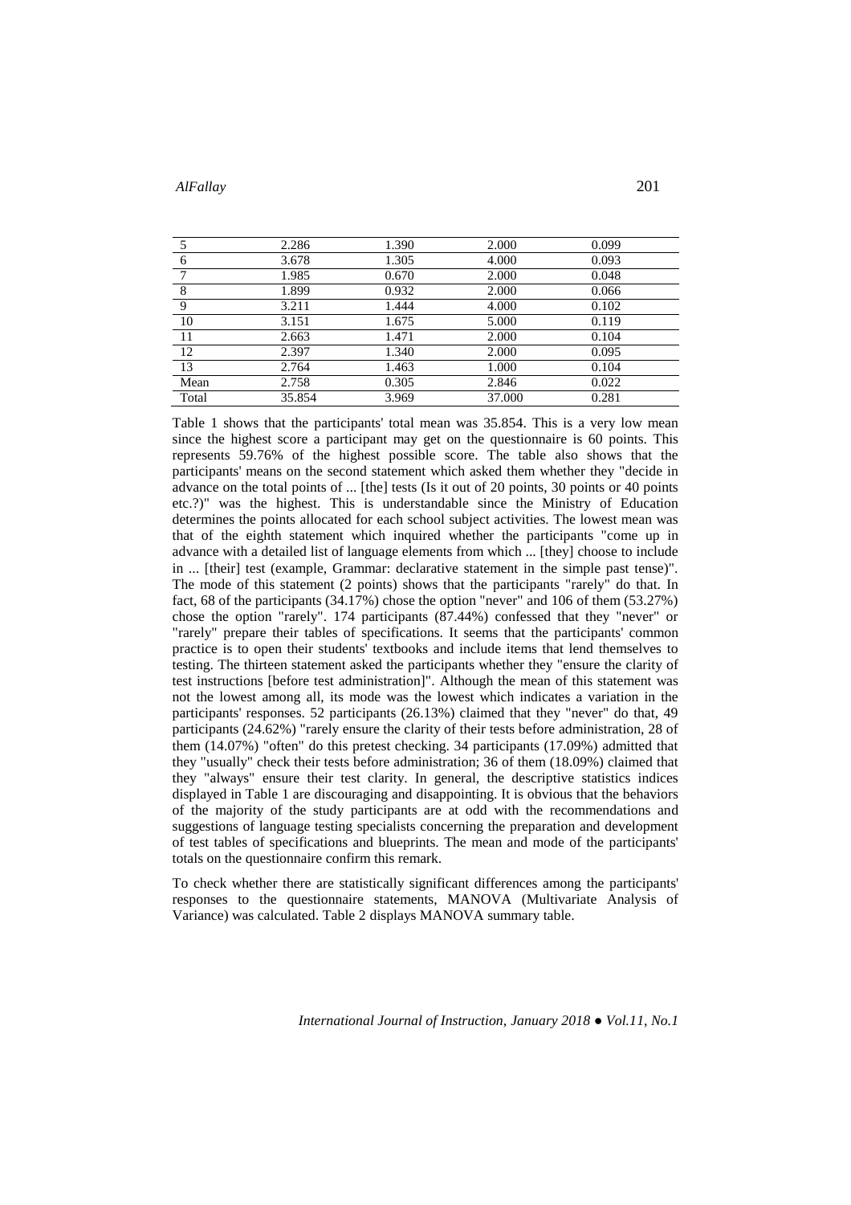| | | | | |
|---|---|---|---|---|
| 5 | 2.286 | 1.390 | 2.000 | 0.099 |
| 6 | 3.678 | 1.305 | 4.000 | 0.093 |
| 7 | 1.985 | 0.670 | 2.000 | 0.048 |
| 8 | 1.899 | 0.932 | 2.000 | 0.066 |
| 9 | 3.211 | 1.444 | 4.000 | 0.102 |
| 10 | 3.151 | 1.675 | 5.000 | 0.119 |
| 11 | 2.663 | 1.471 | 2.000 | 0.104 |
| 12 | 2.397 | 1.340 | 2.000 | 0.095 |
| 13 | 2.764 | 1.463 | 1.000 | 0.104 |
| Mean | 2.758 | 0.305 | 2.846 | 0.022 |
| Total | 35.854 | 3.969 | 37.000 | 0.281 |

Table 1 shows that the participants' total mean was 35.854. This is a very low mean since the highest score a participant may get on the questionnaire is 60 points. This represents 59.76% of the highest possible score. The table also shows that the participants' means on the second statement which asked them whether they "decide in advance on the total points of ... [the] tests (Is it out of 20 points, 30 points or 40 points etc.?)" was the highest. This is understandable since the Ministry of Education determines the points allocated for each school subject activities. The lowest mean was that of the eighth statement which inquired whether the participants "come up in advance with a detailed list of language elements from which ... [they] choose to include in ... [their] test (example, Grammar: declarative statement in the simple past tense)". The mode of this statement (2 points) shows that the participants "rarely" do that. In fact, 68 of the participants (34.17%) chose the option "never" and 106 of them (53.27%) chose the option "rarely". 174 participants (87.44%) confessed that they "never" or "rarely" prepare their tables of specifications. It seems that the participants' common practice is to open their students' textbooks and include items that lend themselves to testing. The thirteen statement asked the participants whether they "ensure the clarity of test instructions [before test administration]". Although the mean of this statement was not the lowest among all, its mode was the lowest which indicates a variation in the participants' responses. 52 participants (26.13%) claimed that they "never" do that, 49 participants (24.62%) "rarely ensure the clarity of their tests before administration, 28 of them (14.07%) "often" do this pretest checking. 34 participants (17.09%) admitted that they "usually" check their tests before administration; 36 of them (18.09%) claimed that they "always" ensure their test clarity. In general, the descriptive statistics indices displayed in Table 1 are discouraging and disappointing. It is obvious that the behaviors of the majority of the study participants are at odd with the recommendations and suggestions of language testing specialists concerning the preparation and development of test tables of specifications and blueprints. The mean and mode of the participants' totals on the questionnaire confirm this remark.

To check whether there are statistically significant differences among the participants' responses to the questionnaire statements, MANOVA (Multivariate Analysis of Variance) was calculated. Table 2 displays MANOVA summary table.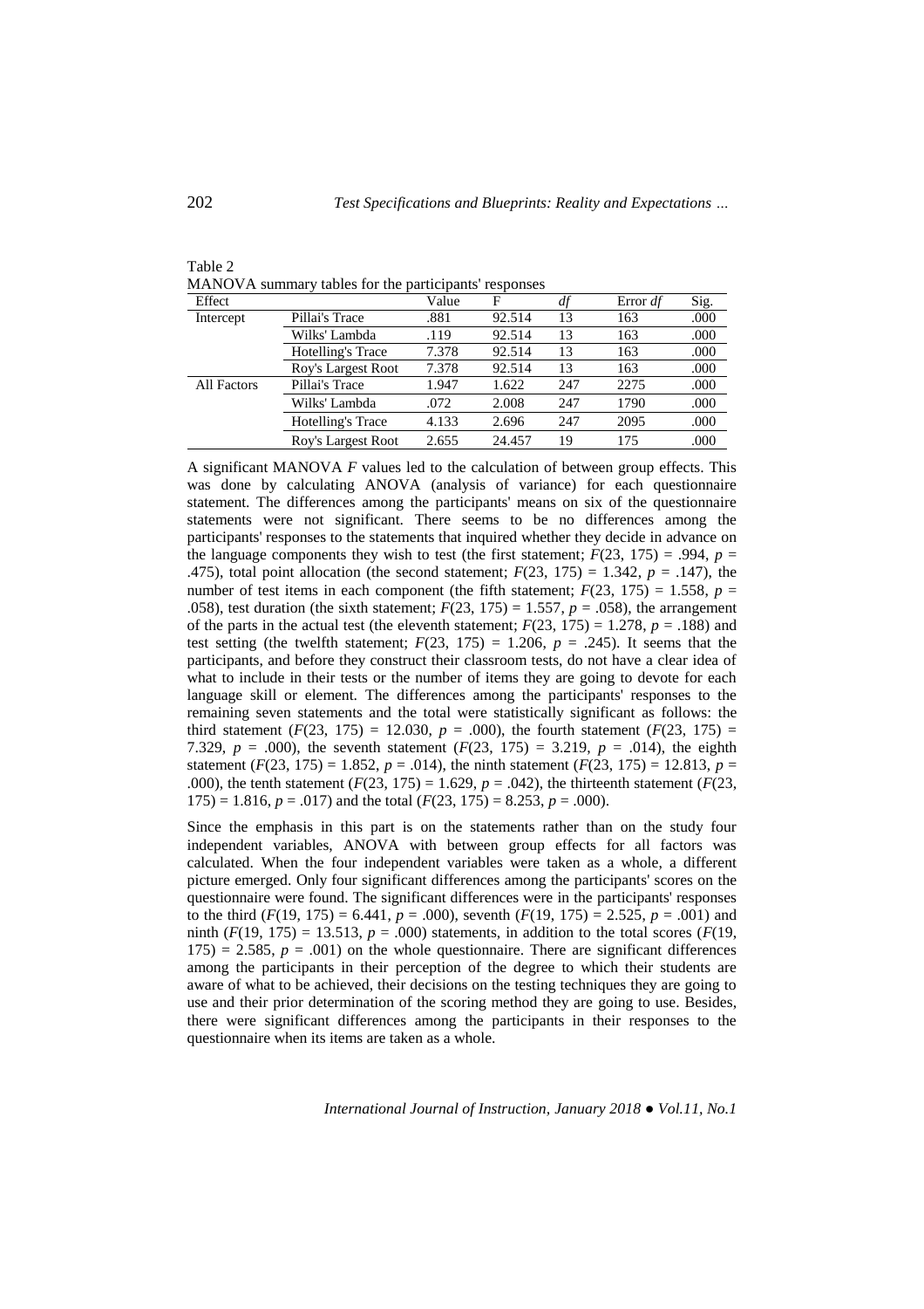Table 2

MANOVA summary tables for the participants' responses

| Effect | | Value | F | *df* | Error *df* | Sig. |
|---|---|---|---|---|---|---|
| Intercept | Pillai's Trace | .881 | 92.514 | 13 | 163 | .000 |
| | Wilks' Lambda | .119 | 92.514 | 13 | 163 | .000 |
| | Hotelling's Trace | 7.378 | 92.514 | 13 | 163 | .000 |
| | Roy's Largest Root | 7.378 | 92.514 | 13 | 163 | .000 |
| All Factors | Pillai's Trace | 1.947 | 1.622 | 247 | 2275 | .000 |
| | Wilks' Lambda | .072 | 2.008 | 247 | 1790 | .000 |
| | Hotelling's Trace | 4.133 | 2.696 | 247 | 2095 | .000 |
| | Roy's Largest Root | 2.655 | 24.457 | 19 | 175 | .000 |

A significant MANOVA *F* values led to the calculation of between group effects. This was done by calculating ANOVA (analysis of variance) for each questionnaire statement. The differences among the participants' means on six of the questionnaire statements were not significant. There seems to be no differences among the participants' responses to the statements that inquired whether they decide in advance on the language components they wish to test (the first statement; $F(23, 175) = .994$, $p = .475$), total point allocation (the second statement; $F(23, 175) = 1.342$, $p = .147$), the number of test items in each component (the fifth statement; $F(23, 175) = 1.558$, $p = .058$), test duration (the sixth statement; $F(23, 175) = 1.557$, $p = .058$), the arrangement of the parts in the actual test (the eleventh statement; $F(23, 175) = 1.278$, $p = .188$) and test setting (the twelfth statement; $F(23, 175) = 1.206$, $p = .245$). It seems that the participants, and before they construct their classroom tests, do not have a clear idea of what to include in their tests or the number of items they are going to devote for each language skill or element. The differences among the participants' responses to the remaining seven statements and the total were statistically significant as follows: the third statement ($F(23, 175) = 12.030$, $p = .000$), the fourth statement ($F(23, 175) = 7.329$, $p = .000$), the seventh statement ($F(23, 175) = 3.219$, $p = .014$), the eighth statement ($F(23, 175) = 1.852$, $p = .014$), the ninth statement ($F(23, 175) = 12.813$, $p = .000$), the tenth statement ($F(23, 175) = 1.629$, $p = .042$), the thirteenth statement ($F(23, 175) = 1.816$, $p = .017$) and the total ($F(23, 175) = 8.253$, $p = .000$).

Since the emphasis in this part is on the statements rather than on the study four independent variables, ANOVA with between group effects for all factors was calculated. When the four independent variables were taken as a whole, a different picture emerged. Only four significant differences among the participants' scores on the questionnaire were found. The significant differences were in the participants' responses to the third ($F(19, 175) = 6.441$, $p = .000$), seventh ($F(19, 175) = 2.525$, $p = .001$) and ninth ($F(19, 175) = 13.513$, $p = .000$) statements, in addition to the total scores ($F(19, 175) = 2.585$, $p = .001$) on the whole questionnaire. There are significant differences among the participants in their perception of the degree to which their students are aware of what to be achieved, their decisions on the testing techniques they are going to use and their prior determination of the scoring method they are going to use. Besides, there were significant differences among the participants in their responses to the questionnaire when its items are taken as a whole.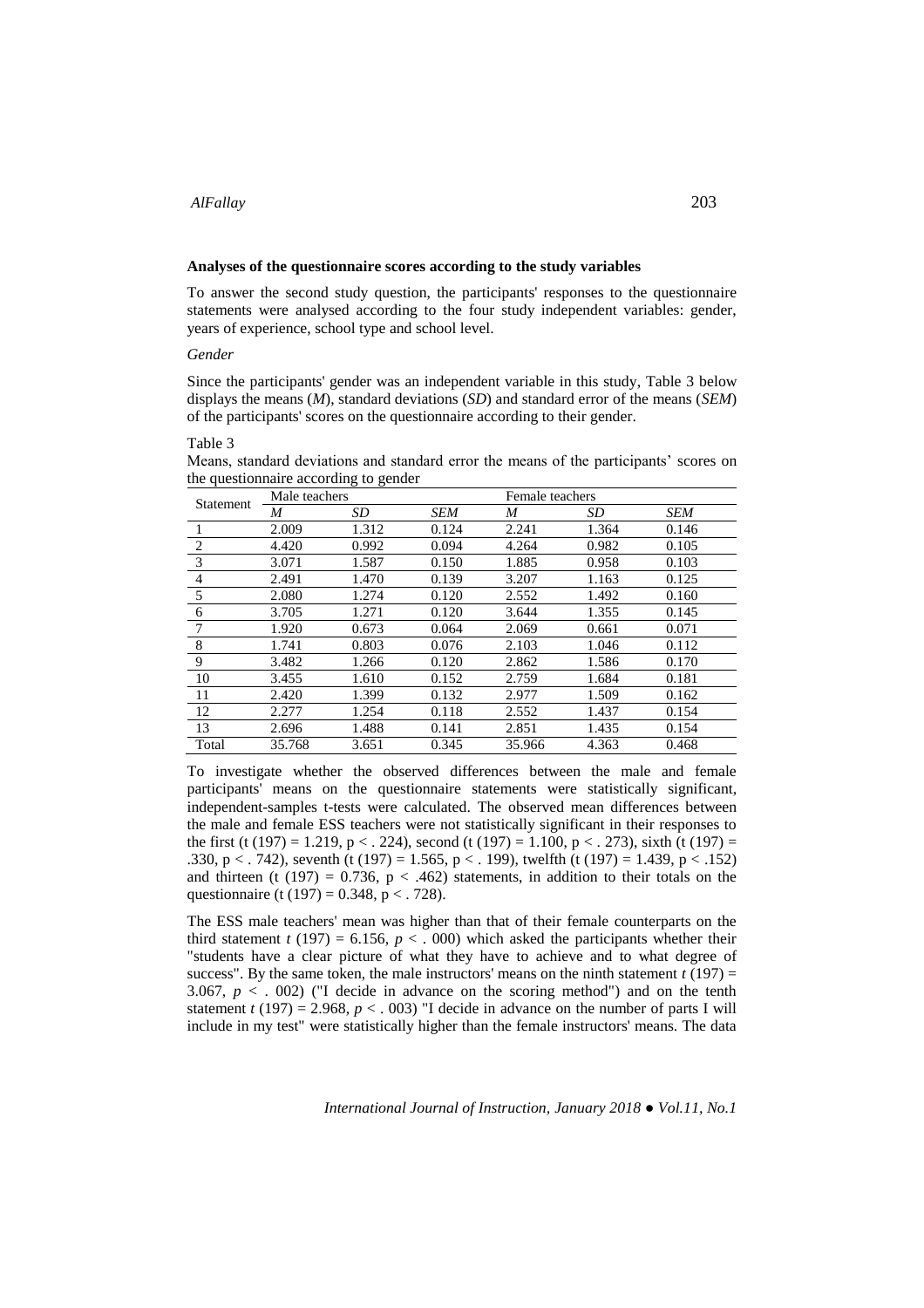**Analyses of the questionnaire scores according to the study variables**

To answer the second study question, the participants' responses to the questionnaire statements were analysed according to the four study independent variables: gender, years of experience, school type and school level.

*Gender*

Since the participants' gender was an independent variable in this study, Table 3 below displays the means (*M*), standard deviations (*SD*) and standard error of the means (*SEM*) of the participants' scores on the questionnaire according to their gender.

Table 3

Means, standard deviations and standard error the means of the participants' scores on the questionnaire according to gender

| Statement | Male teachers | | | Female teachers | | |
|---|---|---|---|---|---|---|
| | *M* | *SD* | *SEM* | *M* | *SD* | *SEM* |
| 1 | 2.009 | 1.312 | 0.124 | 2.241 | 1.364 | 0.146 |
| 2 | 4.420 | 0.992 | 0.094 | 4.264 | 0.982 | 0.105 |
| 3 | 3.071 | 1.587 | 0.150 | 1.885 | 0.958 | 0.103 |
| 4 | 2.491 | 1.470 | 0.139 | 3.207 | 1.163 | 0.125 |
| 5 | 2.080 | 1.274 | 0.120 | 2.552 | 1.492 | 0.160 |
| 6 | 3.705 | 1.271 | 0.120 | 3.644 | 1.355 | 0.145 |
| 7 | 1.920 | 0.673 | 0.064 | 2.069 | 0.661 | 0.071 |
| 8 | 1.741 | 0.803 | 0.076 | 2.103 | 1.046 | 0.112 |
| 9 | 3.482 | 1.266 | 0.120 | 2.862 | 1.586 | 0.170 |
| 10 | 3.455 | 1.610 | 0.152 | 2.759 | 1.684 | 0.181 |
| 11 | 2.420 | 1.399 | 0.132 | 2.977 | 1.509 | 0.162 |
| 12 | 2.277 | 1.254 | 0.118 | 2.552 | 1.437 | 0.154 |
| 13 | 2.696 | 1.488 | 0.141 | 2.851 | 1.435 | 0.154 |
| Total | 35.768 | 3.651 | 0.345 | 35.966 | 4.363 | 0.468 |

To investigate whether the observed differences between the male and female participants' means on the questionnaire statements were statistically significant, independent-samples t-tests were calculated. The observed mean differences between the male and female ESS teachers were not statistically significant in their responses to the first ($t\ (197) = 1.219$, $p < .224$), second ($t\ (197) = 1.100$, $p < .273$), sixth ($t\ (197) = .330$, $p < .742$), seventh ($t\ (197) = 1.565$, $p < .199$), twelfth ($t\ (197) = 1.439$, $p < .152$) and thirteen ($t\ (197) = 0.736$, $p < .462$) statements, in addition to their totals on the questionnaire ($t\ (197) = 0.348$, $p < .728$).

The ESS male teachers' mean was higher than that of their female counterparts on the third statement $t\ (197) = 6.156$, $p < .000$) which asked the participants whether their "students have a clear picture of what they have to achieve and to what degree of success". By the same token, the male instructors' means on the ninth statement $t\ (197) = 3.067$, $p < .002$) ("I decide in advance on the scoring method") and on the tenth statement $t\ (197) = 2.968$, $p < .003$) "I decide in advance on the number of parts I will include in my test" were statistically higher than the female instructors' means. The data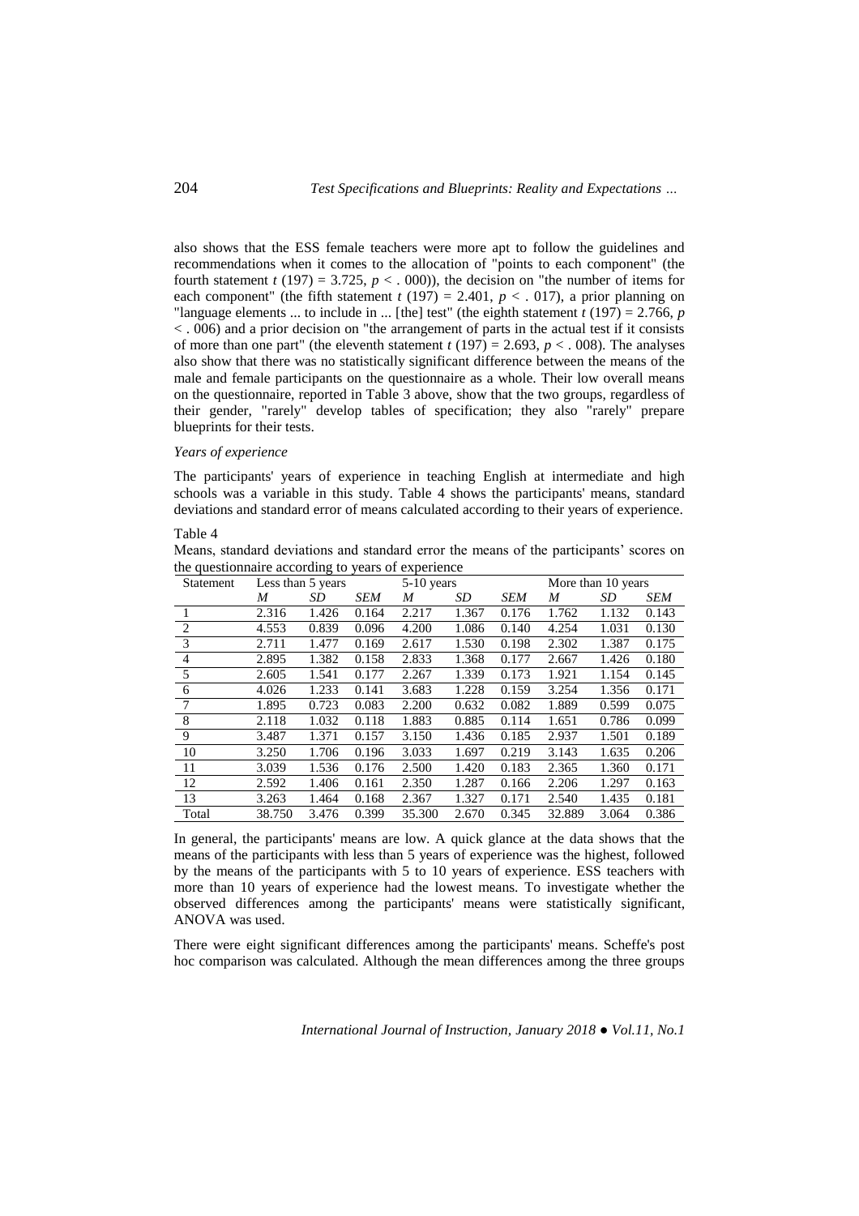also shows that the ESS female teachers were more apt to follow the guidelines and recommendations when it comes to the allocation of "points to each component" (the fourth statement $t$ (197) = 3.725, $p$ < . 000)), the decision on "the number of items for each component" (the fifth statement $t$ (197) = 2.401, $p$ < . 017), a prior planning on "language elements ... to include in ... [the] test" (the eighth statement $t$ (197) = 2.766, $p$ < . 006) and a prior decision on "the arrangement of parts in the actual test if it consists of more than one part" (the eleventh statement $t$ (197) = 2.693, $p$ < . 008). The analyses also show that there was no statistically significant difference between the means of the male and female participants on the questionnaire as a whole. Their low overall means on the questionnaire, reported in Table 3 above, show that the two groups, regardless of their gender, "rarely" develop tables of specification; they also "rarely" prepare blueprints for their tests.

*Years of experience*

The participants' years of experience in teaching English at intermediate and high schools was a variable in this study. Table 4 shows the participants' means, standard deviations and standard error of means calculated according to their years of experience.

Table 4

Means, standard deviations and standard error the means of the participants' scores on the questionnaire according to years of experience

| Statement | Less than 5 years | | | 5-10 years | | | More than 10 years | | |
|---|---|---|---|---|---|---|---|---|---|
| | *M* | *SD* | *SEM* | *M* | *SD* | *SEM* | *M* | *SD* | *SEM* |
| 1 | 2.316 | 1.426 | 0.164 | 2.217 | 1.367 | 0.176 | 1.762 | 1.132 | 0.143 |
| 2 | 4.553 | 0.839 | 0.096 | 4.200 | 1.086 | 0.140 | 4.254 | 1.031 | 0.130 |
| 3 | 2.711 | 1.477 | 0.169 | 2.617 | 1.530 | 0.198 | 2.302 | 1.387 | 0.175 |
| 4 | 2.895 | 1.382 | 0.158 | 2.833 | 1.368 | 0.177 | 2.667 | 1.426 | 0.180 |
| 5 | 2.605 | 1.541 | 0.177 | 2.267 | 1.339 | 0.173 | 1.921 | 1.154 | 0.145 |
| 6 | 4.026 | 1.233 | 0.141 | 3.683 | 1.228 | 0.159 | 3.254 | 1.356 | 0.171 |
| 7 | 1.895 | 0.723 | 0.083 | 2.200 | 0.632 | 0.082 | 1.889 | 0.599 | 0.075 |
| 8 | 2.118 | 1.032 | 0.118 | 1.883 | 0.885 | 0.114 | 1.651 | 0.786 | 0.099 |
| 9 | 3.487 | 1.371 | 0.157 | 3.150 | 1.436 | 0.185 | 2.937 | 1.501 | 0.189 |
| 10 | 3.250 | 1.706 | 0.196 | 3.033 | 1.697 | 0.219 | 3.143 | 1.635 | 0.206 |
| 11 | 3.039 | 1.536 | 0.176 | 2.500 | 1.420 | 0.183 | 2.365 | 1.360 | 0.171 |
| 12 | 2.592 | 1.406 | 0.161 | 2.350 | 1.287 | 0.166 | 2.206 | 1.297 | 0.163 |
| 13 | 3.263 | 1.464 | 0.168 | 2.367 | 1.327 | 0.171 | 2.540 | 1.435 | 0.181 |
| Total | 38.750 | 3.476 | 0.399 | 35.300 | 2.670 | 0.345 | 32.889 | 3.064 | 0.386 |

In general, the participants' means are low. A quick glance at the data shows that the means of the participants with less than 5 years of experience was the highest, followed by the means of the participants with 5 to 10 years of experience. ESS teachers with more than 10 years of experience had the lowest means. To investigate whether the observed differences among the participants' means were statistically significant, ANOVA was used.

There were eight significant differences among the participants' means. Scheffe's post hoc comparison was calculated. Although the mean differences among the three groups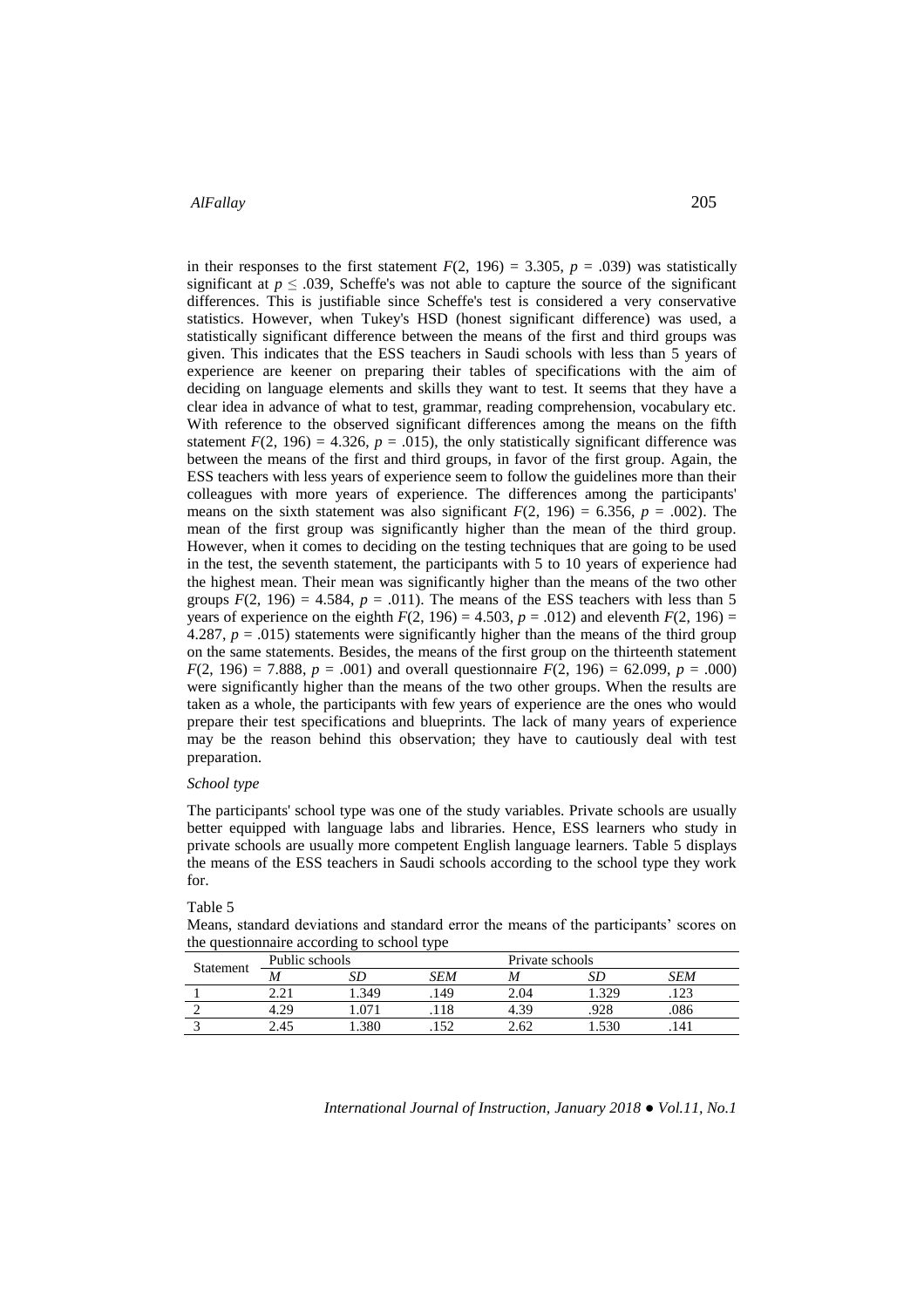in their responses to the first statement $F(2, 196) = 3.305$, $p = .039$) was statistically significant at $p \leq .039$, Scheffe's was not able to capture the source of the significant differences. This is justifiable since Scheffe's test is considered a very conservative statistics. However, when Tukey's HSD (honest significant difference) was used, a statistically significant difference between the means of the first and third groups was given. This indicates that the ESS teachers in Saudi schools with less than 5 years of experience are keener on preparing their tables of specifications with the aim of deciding on language elements and skills they want to test. It seems that they have a clear idea in advance of what to test, grammar, reading comprehension, vocabulary etc. With reference to the observed significant differences among the means on the fifth statement $F(2, 196) = 4.326$, $p = .015$), the only statistically significant difference was between the means of the first and third groups, in favor of the first group. Again, the ESS teachers with less years of experience seem to follow the guidelines more than their colleagues with more years of experience. The differences among the participants' means on the sixth statement was also significant $F(2, 196) = 6.356$, $p = .002$). The mean of the first group was significantly higher than the mean of the third group. However, when it comes to deciding on the testing techniques that are going to be used in the test, the seventh statement, the participants with 5 to 10 years of experience had the highest mean. Their mean was significantly higher than the means of the two other groups $F(2, 196) = 4.584$, $p = .011$). The means of the ESS teachers with less than 5 years of experience on the eighth $F(2, 196) = 4.503$, $p = .012$) and eleventh $F(2, 196) = 4.287$, $p = .015$) statements were significantly higher than the means of the third group on the same statements. Besides, the means of the first group on the thirteenth statement $F(2, 196) = 7.888$, $p = .001$) and overall questionnaire $F(2, 196) = 62.099$, $p = .000$) were significantly higher than the means of the two other groups. When the results are taken as a whole, the participants with few years of experience are the ones who would prepare their test specifications and blueprints. The lack of many years of experience may be the reason behind this observation; they have to cautiously deal with test preparation.

*School type*

The participants' school type was one of the study variables. Private schools are usually better equipped with language labs and libraries. Hence, ESS learners who study in private schools are usually more competent English language learners. Table 5 displays the means of the ESS teachers in Saudi schools according to the school type they work for.

Table 5

Means, standard deviations and standard error the means of the participants' scores on the questionnaire according to school type

| Statement | Public schools | | | Private schools | | |
|---|---|---|---|---|---|---|
| | *M* | *SD* | *SEM* | *M* | *SD* | *SEM* |
| 1 | 2.21 | 1.349 | .149 | 2.04 | 1.329 | .123 |
| 2 | 4.29 | 1.071 | .118 | 4.39 | .928 | .086 |
| 3 | 2.45 | 1.380 | .152 | 2.62 | 1.530 | .141 |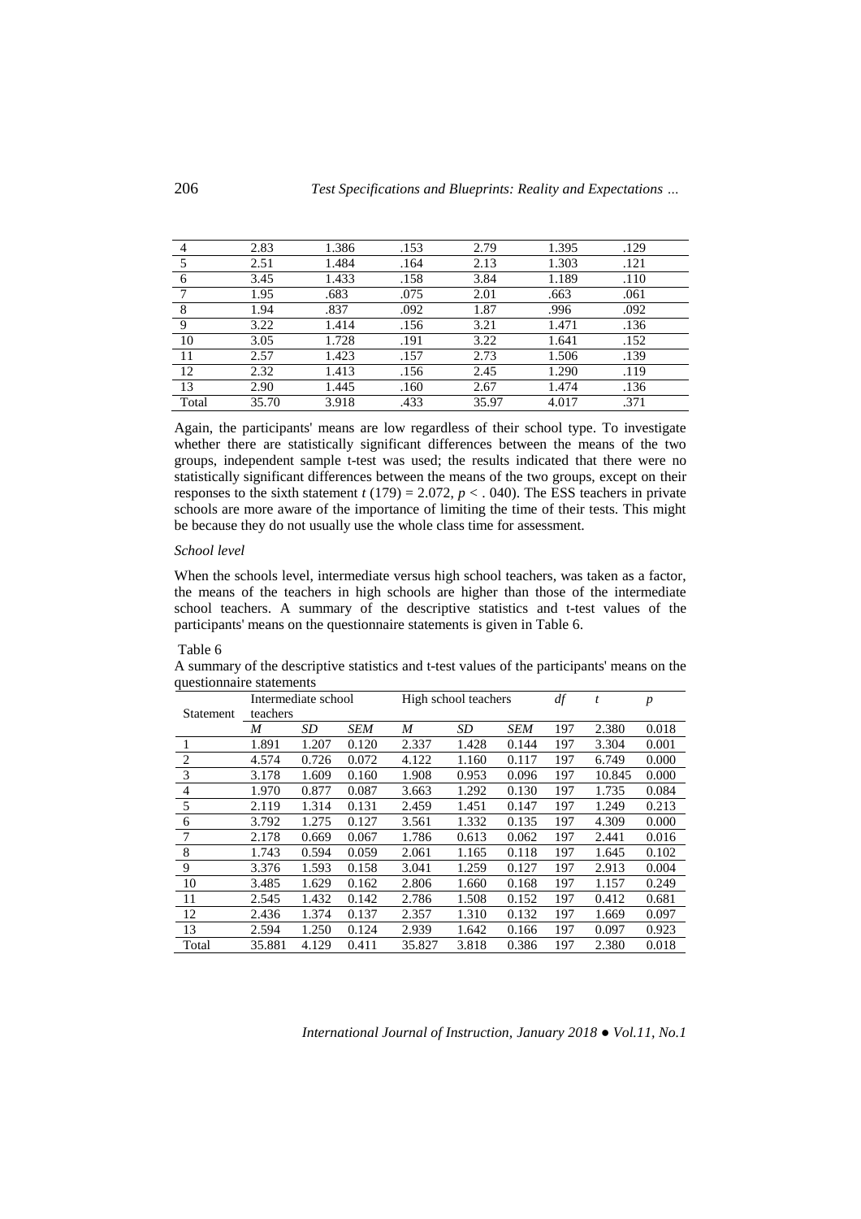| 4 | 2.83 | 1.386 | .153 | 2.79 | 1.395 | .129 |
|---|---|---|---|---|---|---|
| 5 | 2.51 | 1.484 | .164 | 2.13 | 1.303 | .121 |
| 6 | 3.45 | 1.433 | .158 | 3.84 | 1.189 | .110 |
| 7 | 1.95 | .683 | .075 | 2.01 | .663 | .061 |
| 8 | 1.94 | .837 | .092 | 1.87 | .996 | .092 |
| 9 | 3.22 | 1.414 | .156 | 3.21 | 1.471 | .136 |
| 10 | 3.05 | 1.728 | .191 | 3.22 | 1.641 | .152 |
| 11 | 2.57 | 1.423 | .157 | 2.73 | 1.506 | .139 |
| 12 | 2.32 | 1.413 | .156 | 2.45 | 1.290 | .119 |
| 13 | 2.90 | 1.445 | .160 | 2.67 | 1.474 | .136 |
| Total | 35.70 | 3.918 | .433 | 35.97 | 4.017 | .371 |

Again, the participants' means are low regardless of their school type. To investigate whether there are statistically significant differences between the means of the two groups, independent sample t-test was used; the results indicated that there were no statistically significant differences between the means of the two groups, except on their responses to the sixth statement $t$ (179) = 2.072, $p$ < . 040). The ESS teachers in private schools are more aware of the importance of limiting the time of their tests. This might be because they do not usually use the whole class time for assessment.

*School level*

When the schools level, intermediate versus high school teachers, was taken as a factor, the means of the teachers in high schools are higher than those of the intermediate school teachers. A summary of the descriptive statistics and t-test values of the participants' means on the questionnaire statements is given in Table 6.

Table 6

A summary of the descriptive statistics and t-test values of the participants' means on the questionnaire statements

| Statement | Intermediate school teachers | | | High school teachers | | | *df* | *t* | *p* |
|---|---|---|---|---|---|---|---|---|---|
| | *M* | *SD* | *SEM* | *M* | *SD* | *SEM* | 197 | 2.380 | 0.018 |
| 1 | 1.891 | 1.207 | 0.120 | 2.337 | 1.428 | 0.144 | 197 | 3.304 | 0.001 |
| 2 | 4.574 | 0.726 | 0.072 | 4.122 | 1.160 | 0.117 | 197 | 6.749 | 0.000 |
| 3 | 3.178 | 1.609 | 0.160 | 1.908 | 0.953 | 0.096 | 197 | 10.845 | 0.000 |
| 4 | 1.970 | 0.877 | 0.087 | 3.663 | 1.292 | 0.130 | 197 | 1.735 | 0.084 |
| 5 | 2.119 | 1.314 | 0.131 | 2.459 | 1.451 | 0.147 | 197 | 1.249 | 0.213 |
| 6 | 3.792 | 1.275 | 0.127 | 3.561 | 1.332 | 0.135 | 197 | 4.309 | 0.000 |
| 7 | 2.178 | 0.669 | 0.067 | 1.786 | 0.613 | 0.062 | 197 | 2.441 | 0.016 |
| 8 | 1.743 | 0.594 | 0.059 | 2.061 | 1.165 | 0.118 | 197 | 1.645 | 0.102 |
| 9 | 3.376 | 1.593 | 0.158 | 3.041 | 1.259 | 0.127 | 197 | 2.913 | 0.004 |
| 10 | 3.485 | 1.629 | 0.162 | 2.806 | 1.660 | 0.168 | 197 | 1.157 | 0.249 |
| 11 | 2.545 | 1.432 | 0.142 | 2.786 | 1.508 | 0.152 | 197 | 0.412 | 0.681 |
| 12 | 2.436 | 1.374 | 0.137 | 2.357 | 1.310 | 0.132 | 197 | 1.669 | 0.097 |
| 13 | 2.594 | 1.250 | 0.124 | 2.939 | 1.642 | 0.166 | 197 | 0.097 | 0.923 |
| Total | 35.881 | 4.129 | 0.411 | 35.827 | 3.818 | 0.386 | 197 | 2.380 | 0.018 |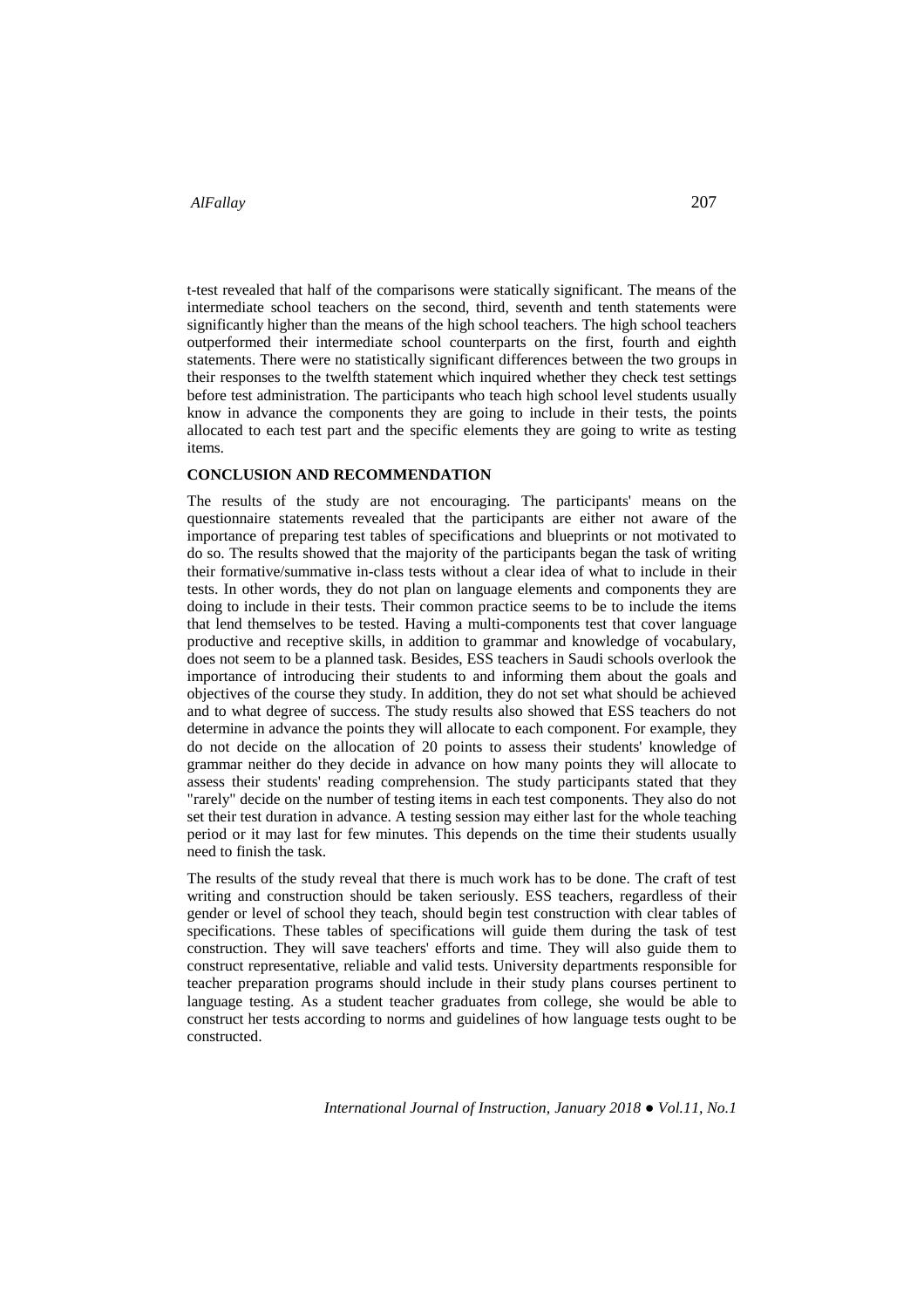t-test revealed that half of the comparisons were statically significant. The means of the intermediate school teachers on the second, third, seventh and tenth statements were significantly higher than the means of the high school teachers. The high school teachers outperformed their intermediate school counterparts on the first, fourth and eighth statements. There were no statistically significant differences between the two groups in their responses to the twelfth statement which inquired whether they check test settings before test administration. The participants who teach high school level students usually know in advance the components they are going to include in their tests, the points allocated to each test part and the specific elements they are going to write as testing items.

## CONCLUSION AND RECOMMENDATION

The results of the study are not encouraging. The participants' means on the questionnaire statements revealed that the participants are either not aware of the importance of preparing test tables of specifications and blueprints or not motivated to do so. The results showed that the majority of the participants began the task of writing their formative/summative in-class tests without a clear idea of what to include in their tests. In other words, they do not plan on language elements and components they are doing to include in their tests. Their common practice seems to be to include the items that lend themselves to be tested. Having a multi-components test that cover language productive and receptive skills, in addition to grammar and knowledge of vocabulary, does not seem to be a planned task. Besides, ESS teachers in Saudi schools overlook the importance of introducing their students to and informing them about the goals and objectives of the course they study. In addition, they do not set what should be achieved and to what degree of success. The study results also showed that ESS teachers do not determine in advance the points they will allocate to each component. For example, they do not decide on the allocation of 20 points to assess their students' knowledge of grammar neither do they decide in advance on how many points they will allocate to assess their students' reading comprehension. The study participants stated that they "rarely" decide on the number of testing items in each test components. They also do not set their test duration in advance. A testing session may either last for the whole teaching period or it may last for few minutes. This depends on the time their students usually need to finish the task.

The results of the study reveal that there is much work has to be done. The craft of test writing and construction should be taken seriously. ESS teachers, regardless of their gender or level of school they teach, should begin test construction with clear tables of specifications. These tables of specifications will guide them during the task of test construction. They will save teachers' efforts and time. They will also guide them to construct representative, reliable and valid tests. University departments responsible for teacher preparation programs should include in their study plans courses pertinent to language testing. As a student teacher graduates from college, she would be able to construct her tests according to norms and guidelines of how language tests ought to be constructed.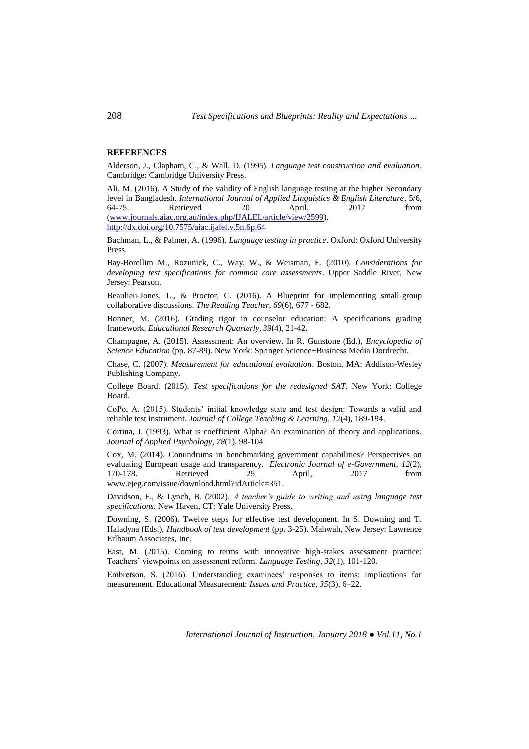## REFERENCES

Alderson, J., Clapham, C., & Wall, D. (1995). *Language test construction and evaluation*. Cambridge: Cambridge University Press.

Ali, M. (2016). A Study of the validity of English language testing at the higher Secondary level in Bangladesh. *International Journal of Applied Linguistics & English Literature*, 5/6, 64-75. Retrieved 20 April, 2017 from (www.journals.aiac.org.au/index.php/IJALEL/article/view/2599). http://dx.doi.org/10.7575/aiac.ijalel.v.5n.6p.64

Bachman, L., & Palmer, A. (1996). *Language testing in practice*. Oxford: Oxford University Press.

Bay-Borellim M., Rozunick, C., Way, W., & Weisman, E. (2010). *Considerations for developing test specifications for common core assessments*. Upper Saddle River, New Jersey: Pearson.

Beaulieu-Jones, L., & Proctor, C. (2016). A Blueprint for implementing small-group collaborative discussions. *The Reading Teacher, 69*(6), 677 - 682.

Bonner, M. (2016). Grading rigor in counselor education: A specifications grading framework. *Educational Research Quarterly, 39*(4), 21-42.

Champagne, A. (2015). Assessment: An overview. In R. Gunstone (Ed.), *Encyclopedia of Science Education* (pp. 87-89). New York: Springer Science+Business Media Dordrecht.

Chase, C. (2007). *Measurement for educational evaluation*. Boston, MA: Addison-Wesley Publishing Company.

College Board. (2015). *Test specifications for the redesigned SAT*. New York: College Board.

CoPo, A. (2015). Students' initial knowledge state and test design: Towards a valid and reliable test instrument. *Journal of College Teaching & Learning, 12*(4), 189-194.

Cortina, J. (1993). What is coefficient Alpha? An examination of theory and applications. *Journal of Applied Psychology, 78*(1), 98-104.

Cox, M. (2014). Conundrums in benchmarking government capabilities? Perspectives on evaluating European usage and transparency. *Electronic Journal of e-Government, 12*(2), 170-178. Retrieved 25 April, 2017 from www.ejeg.com/issue/download.html?idArticle=351.

Davidson, F., & Lynch, B. (2002). *A teacher's guide to writing and using language test specifications.* New Haven, CT: Yale University Press.

Downing, S. (2006). Twelve steps for effective test development. In S. Downing and T. Haladyna (Eds.), *Handbook of test development* (pp. 3-25). Mahwah, New Jersey: Lawrence Erlbaum Associates, Inc.

East, M. (2015). Coming to terms with innovative high-stakes assessment practice: Teachers' viewpoints on assessment reform. *Language Testing, 32*(1), 101-120.

Embretson, S. (2016). Understanding examinees' responses to items: implications for measurement. Educational Measurement: *Issues and Practice, 35*(3), 6–22.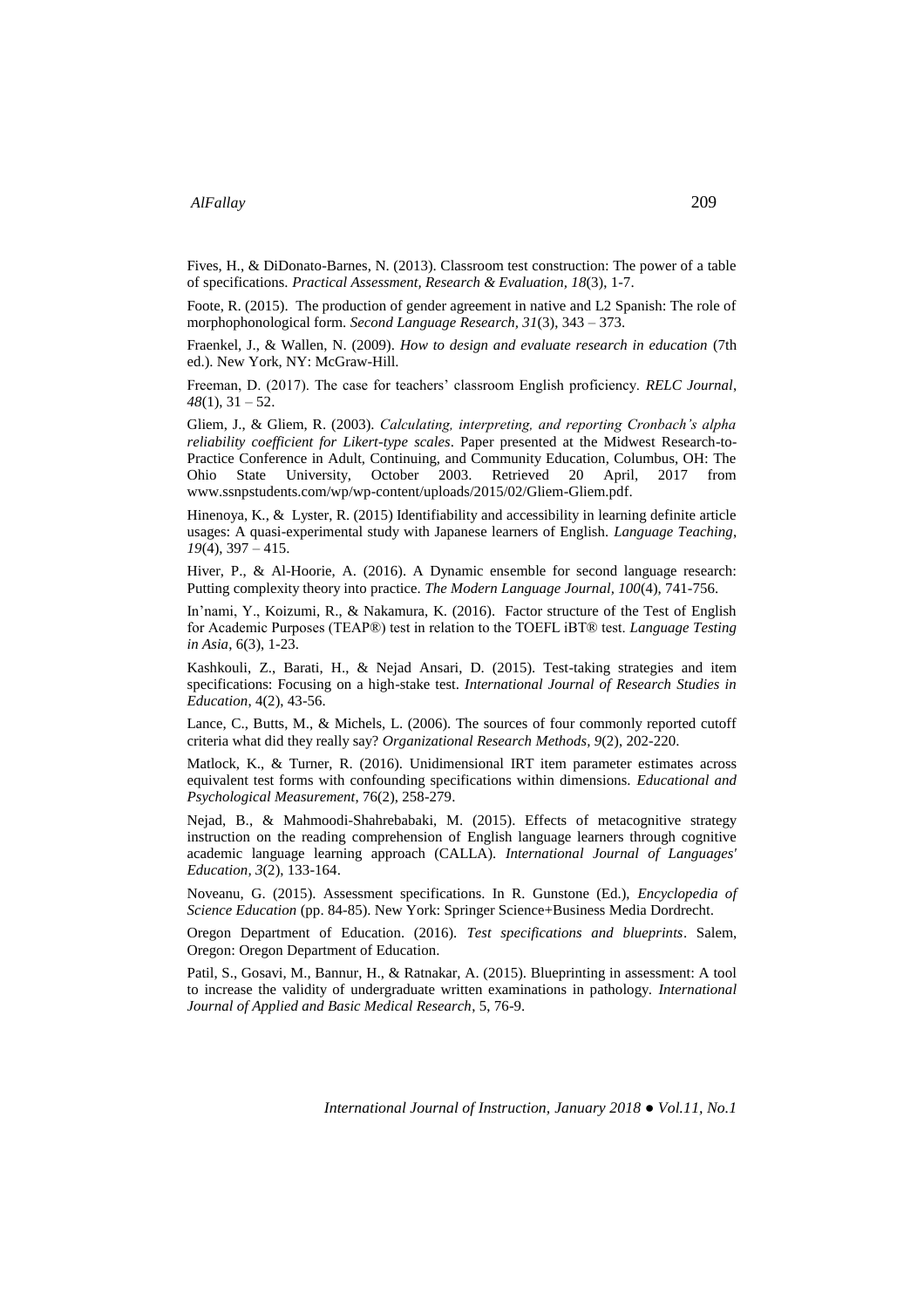Fives, H., & DiDonato-Barnes, N. (2013). Classroom test construction: The power of a table of specifications. *Practical Assessment, Research & Evaluation, 18*(3), 1-7.

Foote, R. (2015). The production of gender agreement in native and L2 Spanish: The role of morphophonological form. *Second Language Research, 31*(3), 343 – 373.

Fraenkel, J., & Wallen, N. (2009). *How to design and evaluate research in education* (7th ed.). New York, NY: McGraw-Hill.

Freeman, D. (2017). The case for teachers' classroom English proficiency. *RELC Journal*, *48*(1), 31 – 52.

Gliem, J., & Gliem, R. (2003). *Calculating, interpreting, and reporting Cronbach's alpha reliability coefficient for Likert-type scales*. Paper presented at the Midwest Research-to-Practice Conference in Adult, Continuing, and Community Education, Columbus, OH: The Ohio State University, October 2003. Retrieved 20 April, 2017 from www.ssnpstudents.com/wp/wp-content/uploads/2015/02/Gliem-Gliem.pdf.

Hinenoya, K., & Lyster, R. (2015) Identifiability and accessibility in learning definite article usages: A quasi-experimental study with Japanese learners of English. *Language Teaching*, *19*(4), 397 – 415.

Hiver, P., & Al-Hoorie, A. (2016). A Dynamic ensemble for second language research: Putting complexity theory into practice. *The Modern Language Journal, 100*(4), 741-756.

In'nami, Y., Koizumi, R., & Nakamura, K. (2016). Factor structure of the Test of English for Academic Purposes (TEAP®) test in relation to the TOEFL iBT® test. *Language Testing in Asia*, 6(3), 1-23.

Kashkouli, Z., Barati, H., & Nejad Ansari, D. (2015). Test-taking strategies and item specifications: Focusing on a high-stake test. *International Journal of Research Studies in Education*, 4(2), 43-56.

Lance, C., Butts, M., & Michels, L. (2006). The sources of four commonly reported cutoff criteria what did they really say? *Organizational Research Methods, 9*(2), 202-220.

Matlock, K., & Turner, R. (2016). Unidimensional IRT item parameter estimates across equivalent test forms with confounding specifications within dimensions. *Educational and Psychological Measurement*, 76(2), 258-279.

Nejad, B., & Mahmoodi-Shahrebabaki, M. (2015). Effects of metacognitive strategy instruction on the reading comprehension of English language learners through cognitive academic language learning approach (CALLA). *International Journal of Languages' Education, 3*(2), 133-164.

Noveanu, G. (2015). Assessment specifications. In R. Gunstone (Ed.), *Encyclopedia of Science Education* (pp. 84-85). New York: Springer Science+Business Media Dordrecht.

Oregon Department of Education. (2016). *Test specifications and blueprints*. Salem, Oregon: Oregon Department of Education.

Patil, S., Gosavi, M., Bannur, H., & Ratnakar, A. (2015). Blueprinting in assessment: A tool to increase the validity of undergraduate written examinations in pathology. *International Journal of Applied and Basic Medical Research*, 5, 76-9.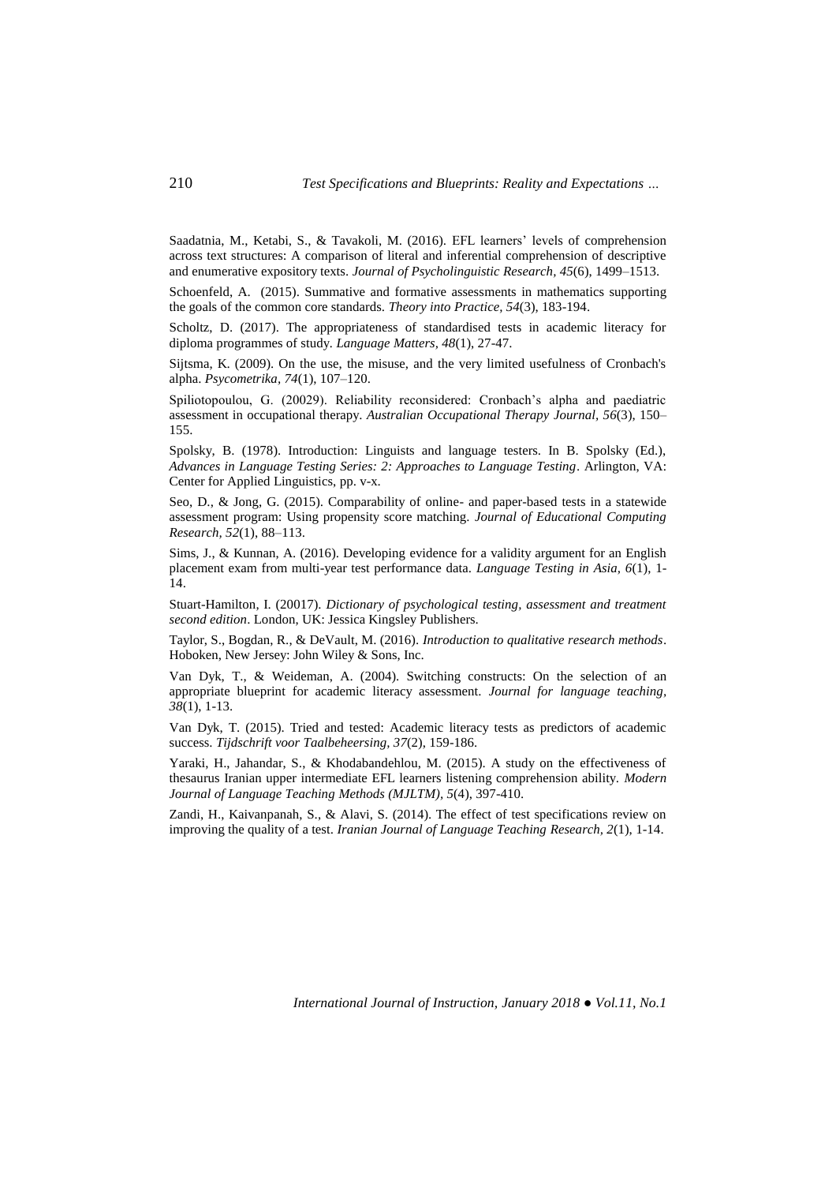Saadatnia, M., Ketabi, S., & Tavakoli, M. (2016). EFL learners' levels of comprehension across text structures: A comparison of literal and inferential comprehension of descriptive and enumerative expository texts. *Journal of Psycholinguistic Research*, *45*(6), 1499–1513.

Schoenfeld, A. (2015). Summative and formative assessments in mathematics supporting the goals of the common core standards. *Theory into Practice*, *54*(3), 183-194.

Scholtz, D. (2017). The appropriateness of standardised tests in academic literacy for diploma programmes of study. *Language Matters, 48*(1), 27-47.

Sijtsma, K. (2009). On the use, the misuse, and the very limited usefulness of Cronbach's alpha. *Psycometrika*, *74*(1), 107–120.

Spiliotopoulou, G. (20029). Reliability reconsidered: Cronbach's alpha and paediatric assessment in occupational therapy. *Australian Occupational Therapy Journal*, *56*(3), 150–155.

Spolsky, B. (1978). Introduction: Linguists and language testers. In B. Spolsky (Ed.), *Advances in Language Testing Series: 2: Approaches to Language Testing*. Arlington, VA: Center for Applied Linguistics, pp. v-x.

Seo, D., & Jong, G. (2015). Comparability of online- and paper-based tests in a statewide assessment program: Using propensity score matching. *Journal of Educational Computing Research*, *52*(1), 88–113.

Sims, J., & Kunnan, A. (2016). Developing evidence for a validity argument for an English placement exam from multi-year test performance data. *Language Testing in Asia, 6*(1), 1-14.

Stuart-Hamilton, I. (20017). *Dictionary of psychological testing, assessment and treatment second edition*. London, UK: Jessica Kingsley Publishers.

Taylor, S., Bogdan, R., & DeVault, M. (2016). *Introduction to qualitative research methods*. Hoboken, New Jersey: John Wiley & Sons, Inc.

Van Dyk, T., & Weideman, A. (2004). Switching constructs: On the selection of an appropriate blueprint for academic literacy assessment. *Journal for language teaching*, *38*(1), 1-13.

Van Dyk, T. (2015). Tried and tested: Academic literacy tests as predictors of academic success. *Tijdschrift voor Taalbeheersing, 37*(2), 159-186.

Yaraki, H., Jahandar, S., & Khodabandehlou, M. (2015). A study on the effectiveness of thesaurus Iranian upper intermediate EFL learners listening comprehension ability. *Modern Journal of Language Teaching Methods (MJLTM)*, *5*(4), 397-410.

Zandi, H., Kaivanpanah, S., & Alavi, S. (2014). The effect of test specifications review on improving the quality of a test. *Iranian Journal of Language Teaching Research, 2*(1), 1-14.